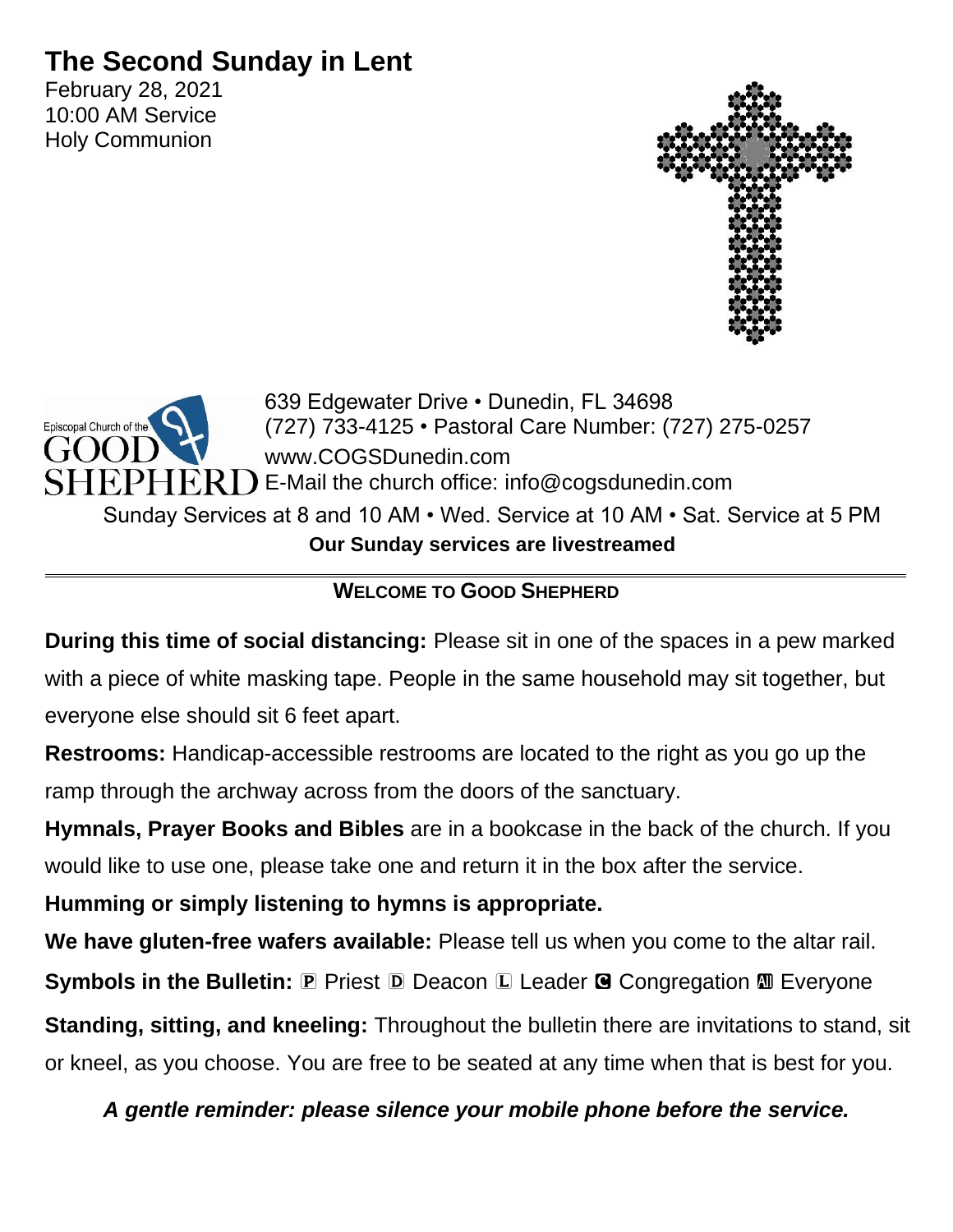# The Second Sunday in Lent

February 28, 2021
10:00 AM Service
Holy Communion

Episcopal Church of the GOOD SHEPHERD

639 Edgewater Drive • Dunedin, FL 34698
(727) 733-4125 • Pastoral Care Number: (727) 275-0257
www.COGSDunedin.com
E-Mail the church office: info@cogsdunedin.com

Sunday Services at 8 and 10 AM • Wed. Service at 10 AM • Sat. Service at 5 PM

**Our Sunday services are livestreamed**

---

## WELCOME TO GOOD SHEPHERD

**During this time of social distancing:** Please sit in one of the spaces in a pew marked with a piece of white masking tape. People in the same household may sit together, but everyone else should sit 6 feet apart.

**Restrooms:** Handicap-accessible restrooms are located to the right as you go up the ramp through the archway across from the doors of the sanctuary.

**Hymnals, Prayer Books and Bibles** are in a bookcase in the back of the church. If you would like to use one, please take one and return it in the box after the service.

**Humming or simply listening to hymns is appropriate.**

**We have gluten-free wafers available:** Please tell us when you come to the altar rail.

**Symbols in the Bulletin:** 🄿 Priest 🄳 Deacon 🄻 Leader 🅲 Congregation 🅰 Everyone

**Standing, sitting, and kneeling:** Throughout the bulletin there are invitations to stand, sit or kneel, as you choose. You are free to be seated at any time when that is best for you.

***A gentle reminder: please silence your mobile phone before the service.***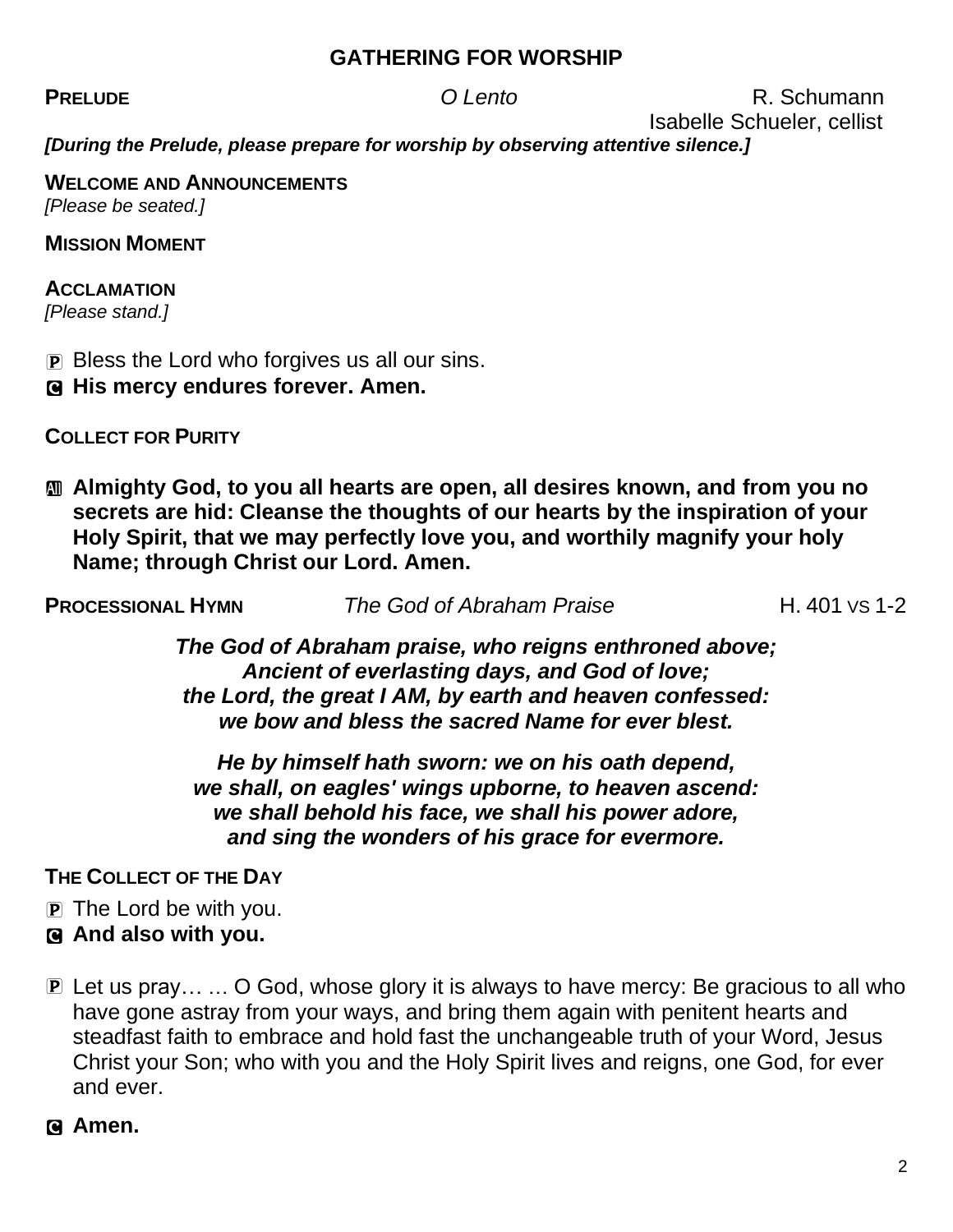## GATHERING FOR WORSHIP

**PRELUDE** *O Lento* R. Schumann
Isabelle Schueler, cellist

***[During the Prelude, please prepare for worship by observing attentive silence.]***

**WELCOME AND ANNOUNCEMENTS**
*[Please be seated.]*

**MISSION MOMENT**

**ACCLAMATION**
*[Please stand.]*

P Bless the Lord who forgives us all our sins.
**C His mercy endures forever. Amen.**

**COLLECT FOR PURITY**

**All Almighty God, to you all hearts are open, all desires known, and from you no secrets are hid: Cleanse the thoughts of our hearts by the inspiration of your Holy Spirit, that we may perfectly love you, and worthily magnify your holy Name; through Christ our Lord. Amen.**

**PROCESSIONAL HYMN** *The God of Abraham Praise* H. 401 vs 1-2

***The God of Abraham praise, who reigns enthroned above;***
***Ancient of everlasting days, and God of love;***
***the Lord, the great I AM, by earth and heaven confessed:***
***we bow and bless the sacred Name for ever blest.***

***He by himself hath sworn: we on his oath depend,***
***we shall, on eagles' wings upborne, to heaven ascend:***
***we shall behold his face, we shall his power adore,***
***and sing the wonders of his grace for evermore.***

**THE COLLECT OF THE DAY**

P The Lord be with you.
**C And also with you.**

P Let us pray… … O God, whose glory it is always to have mercy: Be gracious to all who have gone astray from your ways, and bring them again with penitent hearts and steadfast faith to embrace and hold fast the unchangeable truth of your Word, Jesus Christ your Son; who with you and the Holy Spirit lives and reigns, one God, for ever and ever.

**C Amen.**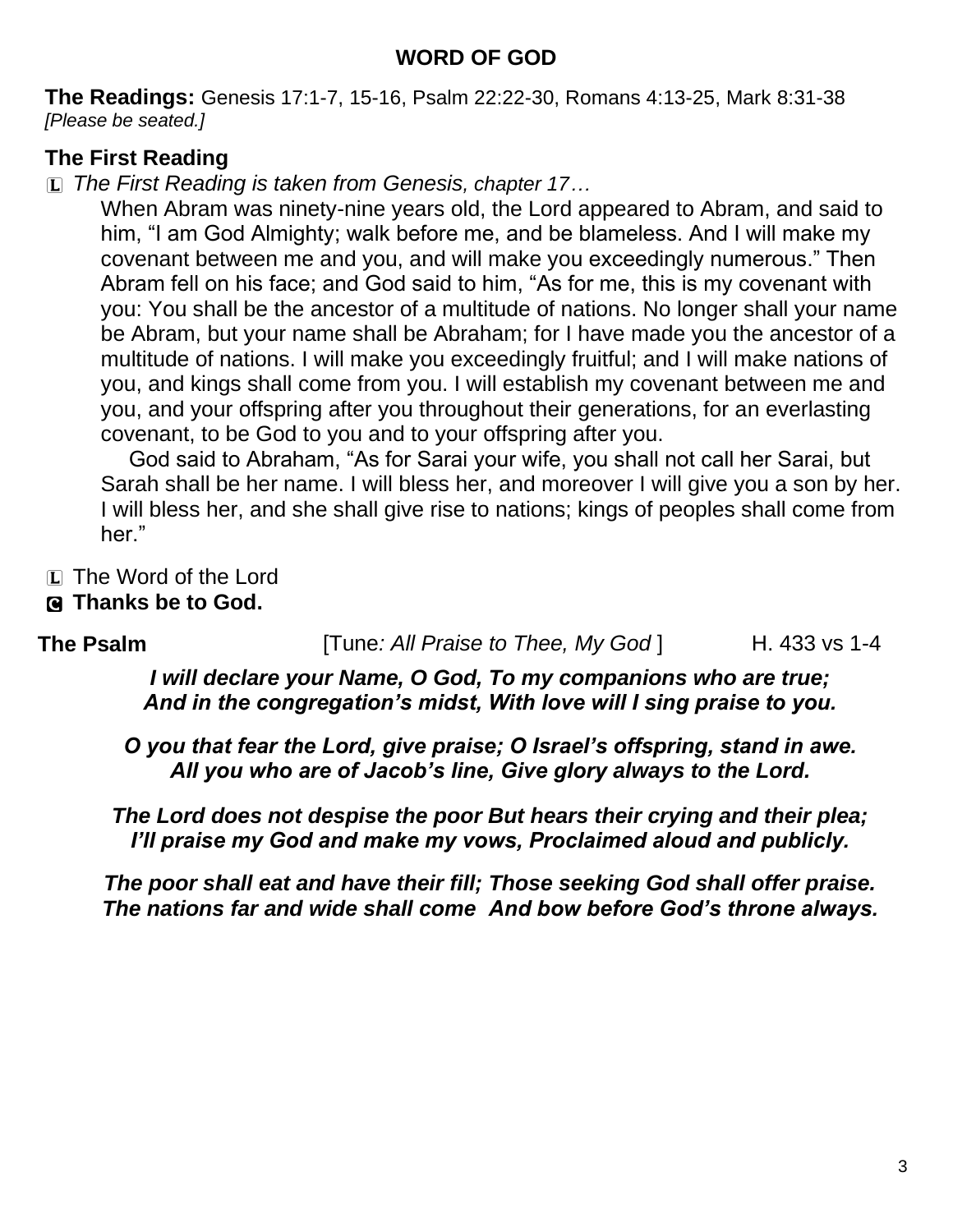## WORD OF GOD

**The Readings:** Genesis 17:1-7, 15-16, Psalm 22:22-30, Romans 4:13-25, Mark 8:31-38
*[Please be seated.]*

### The First Reading

L *The First Reading is taken from Genesis, chapter 17…*

When Abram was ninety-nine years old, the Lord appeared to Abram, and said to him, "I am God Almighty; walk before me, and be blameless. And I will make my covenant between me and you, and will make you exceedingly numerous." Then Abram fell on his face; and God said to him, "As for me, this is my covenant with you: You shall be the ancestor of a multitude of nations. No longer shall your name be Abram, but your name shall be Abraham; for I have made you the ancestor of a multitude of nations. I will make you exceedingly fruitful; and I will make nations of you, and kings shall come from you. I will establish my covenant between me and you, and your offspring after you throughout their generations, for an everlasting covenant, to be God to you and to your offspring after you.

God said to Abraham, "As for Sarai your wife, you shall not call her Sarai, but Sarah shall be her name. I will bless her, and moreover I will give you a son by her. I will bless her, and she shall give rise to nations; kings of peoples shall come from her."

L The Word of the Lord
C **Thanks be to God.**

**The Psalm** [Tune*: All Praise to Thee, My God* ] H. 433 vs 1-4

***I will declare your Name, O God, To my companions who are true;***
***And in the congregation's midst, With love will I sing praise to you.***

***O you that fear the Lord, give praise; O Israel's offspring, stand in awe.***
***All you who are of Jacob's line, Give glory always to the Lord.***

***The Lord does not despise the poor But hears their crying and their plea;***
***I'll praise my God and make my vows, Proclaimed aloud and publicly.***

***The poor shall eat and have their fill; Those seeking God shall offer praise.***
***The nations far and wide shall come And bow before God's throne always.***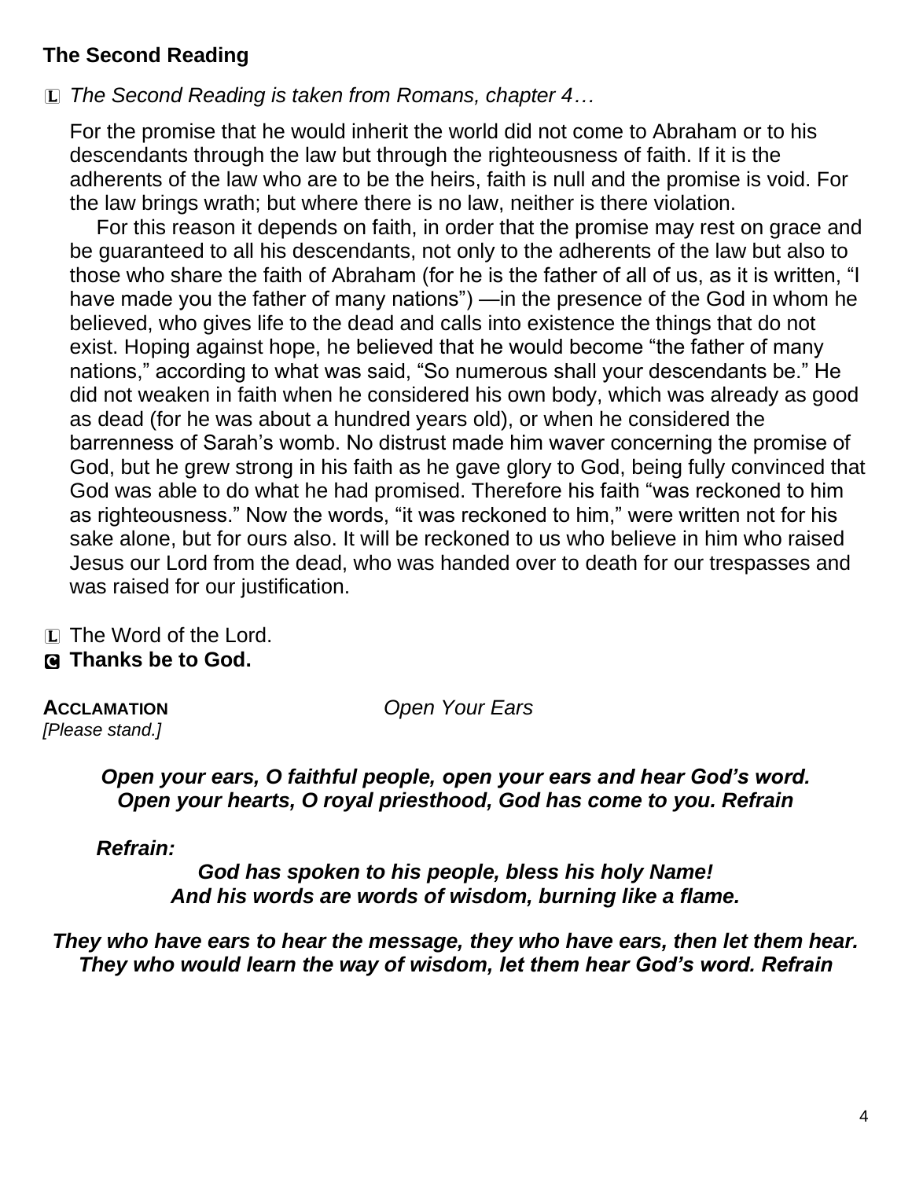### The Second Reading

L *The Second Reading is taken from Romans, chapter 4…*

For the promise that he would inherit the world did not come to Abraham or to his descendants through the law but through the righteousness of faith. If it is the adherents of the law who are to be the heirs, faith is null and the promise is void. For the law brings wrath; but where there is no law, neither is there violation.

For this reason it depends on faith, in order that the promise may rest on grace and be guaranteed to all his descendants, not only to the adherents of the law but also to those who share the faith of Abraham (for he is the father of all of us, as it is written, "I have made you the father of many nations") —in the presence of the God in whom he believed, who gives life to the dead and calls into existence the things that do not exist. Hoping against hope, he believed that he would become "the father of many nations," according to what was said, "So numerous shall your descendants be." He did not weaken in faith when he considered his own body, which was already as good as dead (for he was about a hundred years old), or when he considered the barrenness of Sarah's womb. No distrust made him waver concerning the promise of God, but he grew strong in his faith as he gave glory to God, being fully convinced that God was able to do what he had promised. Therefore his faith "was reckoned to him as righteousness." Now the words, "it was reckoned to him," were written not for his sake alone, but for ours also. It will be reckoned to us who believe in him who raised Jesus our Lord from the dead, who was handed over to death for our trespasses and was raised for our justification.

L The Word of the Lord.
**C Thanks be to God.**

**ACCLAMATION** *Open Your Ears*
*[Please stand.]*

***Open your ears, O faithful people, open your ears and hear God's word.***
***Open your hearts, O royal priesthood, God has come to you. Refrain***

***Refrain:***
***God has spoken to his people, bless his holy Name!***
***And his words are words of wisdom, burning like a flame.***

***They who have ears to hear the message, they who have ears, then let them hear.***
***They who would learn the way of wisdom, let them hear God's word. Refrain***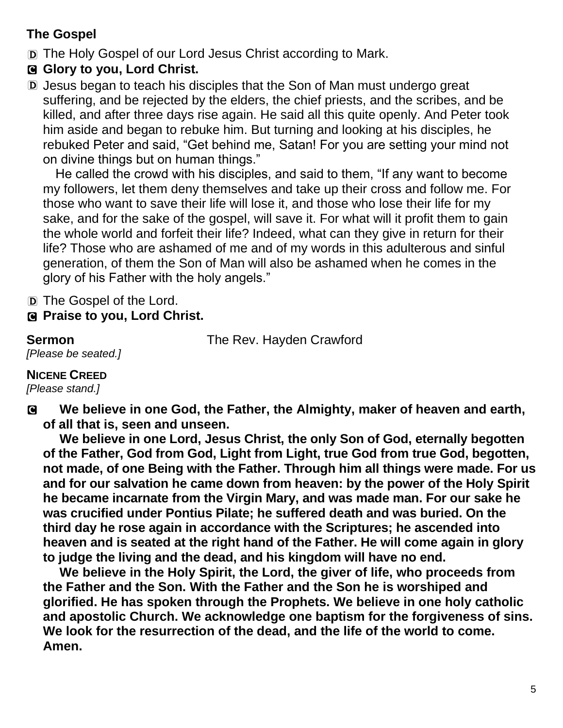**The Gospel**

Ⓓ The Holy Gospel of our Lord Jesus Christ according to Mark.

Ⓒ **Glory to you, Lord Christ.**

Ⓓ Jesus began to teach his disciples that the Son of Man must undergo great suffering, and be rejected by the elders, the chief priests, and the scribes, and be killed, and after three days rise again. He said all this quite openly. And Peter took him aside and began to rebuke him. But turning and looking at his disciples, he rebuked Peter and said, "Get behind me, Satan! For you are setting your mind not on divine things but on human things."

He called the crowd with his disciples, and said to them, "If any want to become my followers, let them deny themselves and take up their cross and follow me. For those who want to save their life will lose it, and those who lose their life for my sake, and for the sake of the gospel, will save it. For what will it profit them to gain the whole world and forfeit their life? Indeed, what can they give in return for their life? Those who are ashamed of me and of my words in this adulterous and sinful generation, of them the Son of Man will also be ashamed when he comes in the glory of his Father with the holy angels."

Ⓓ The Gospel of the Lord.

Ⓒ **Praise to you, Lord Christ.**

**Sermon** The Rev. Hayden Crawford

*[Please be seated.]*

**NICENE CREED**

*[Please stand.]*

Ⓒ **We believe in one God, the Father, the Almighty, maker of heaven and earth, of all that is, seen and unseen.**

**We believe in one Lord, Jesus Christ, the only Son of God, eternally begotten of the Father, God from God, Light from Light, true God from true God, begotten, not made, of one Being with the Father. Through him all things were made. For us and for our salvation he came down from heaven: by the power of the Holy Spirit he became incarnate from the Virgin Mary, and was made man. For our sake he was crucified under Pontius Pilate; he suffered death and was buried. On the third day he rose again in accordance with the Scriptures; he ascended into heaven and is seated at the right hand of the Father. He will come again in glory to judge the living and the dead, and his kingdom will have no end.**

**We believe in the Holy Spirit, the Lord, the giver of life, who proceeds from the Father and the Son. With the Father and the Son he is worshiped and glorified. He has spoken through the Prophets. We believe in one holy catholic and apostolic Church. We acknowledge one baptism for the forgiveness of sins. We look for the resurrection of the dead, and the life of the world to come. Amen.**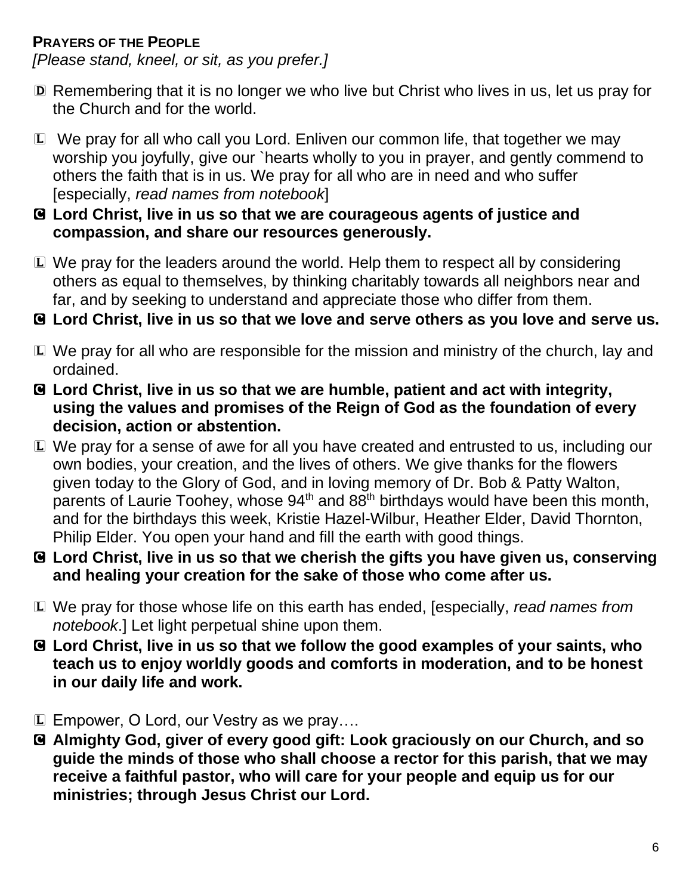**PRAYERS OF THE PEOPLE**
*[Please stand, kneel, or sit, as you prefer.]*

D Remembering that it is no longer we who live but Christ who lives in us, let us pray for the Church and for the world.

L We pray for all who call you Lord. Enliven our common life, that together we may worship you joyfully, give our `hearts wholly to you in prayer, and gently commend to others the faith that is in us. We pray for all who are in need and who suffer [especially, *read names from notebook*]

**C Lord Christ, live in us so that we are courageous agents of justice and compassion, and share our resources generously.**

L We pray for the leaders around the world. Help them to respect all by considering others as equal to themselves, by thinking charitably towards all neighbors near and far, and by seeking to understand and appreciate those who differ from them.

**C Lord Christ, live in us so that we love and serve others as you love and serve us.**

L We pray for all who are responsible for the mission and ministry of the church, lay and ordained.

**C Lord Christ, live in us so that we are humble, patient and act with integrity, using the values and promises of the Reign of God as the foundation of every decision, action or abstention.**

L We pray for a sense of awe for all you have created and entrusted to us, including our own bodies, your creation, and the lives of others. We give thanks for the flowers given today to the Glory of God, and in loving memory of Dr. Bob & Patty Walton, parents of Laurie Toohey, whose 94th and 88th birthdays would have been this month, and for the birthdays this week, Kristie Hazel-Wilbur, Heather Elder, David Thornton, Philip Elder. You open your hand and fill the earth with good things.

**C Lord Christ, live in us so that we cherish the gifts you have given us, conserving and healing your creation for the sake of those who come after us.**

L We pray for those whose life on this earth has ended, [especially, *read names from notebook*.] Let light perpetual shine upon them.

**C Lord Christ, live in us so that we follow the good examples of your saints, who teach us to enjoy worldly goods and comforts in moderation, and to be honest in our daily life and work.**

L Empower, O Lord, our Vestry as we pray….

**C Almighty God, giver of every good gift: Look graciously on our Church, and so guide the minds of those who shall choose a rector for this parish, that we may receive a faithful pastor, who will care for your people and equip us for our ministries; through Jesus Christ our Lord.**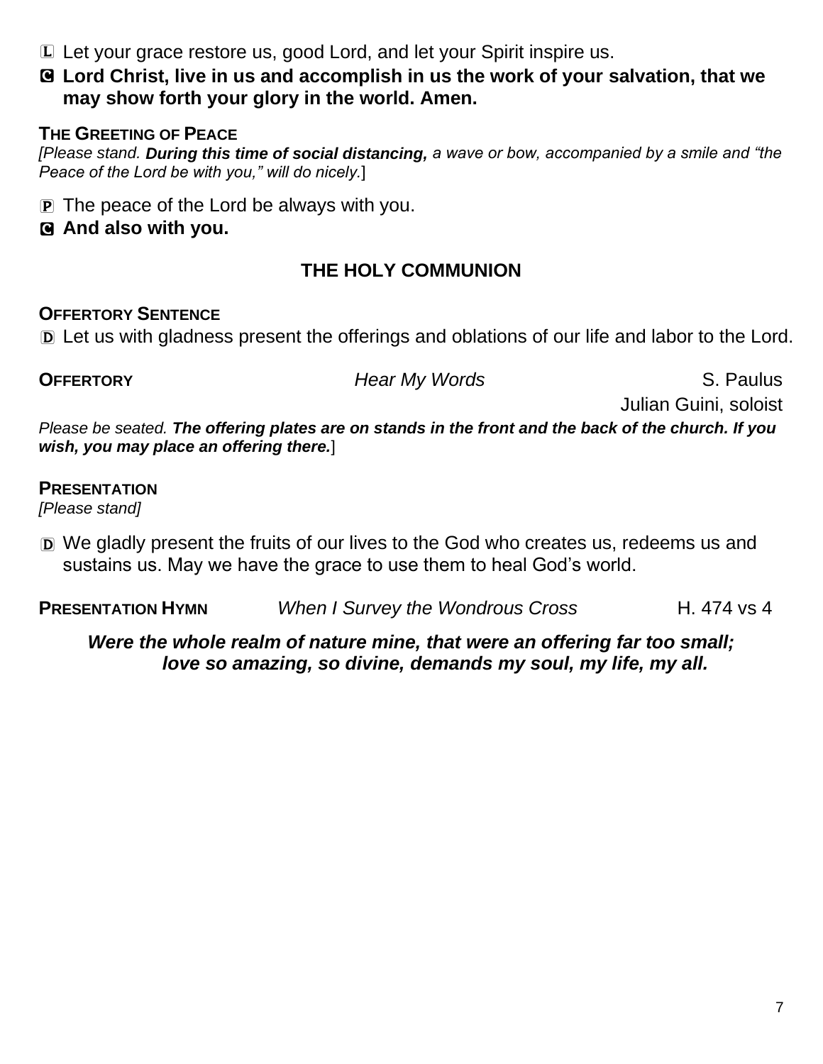L Let your grace restore us, good Lord, and let your Spirit inspire us.

**C Lord Christ, live in us and accomplish in us the work of your salvation, that we may show forth your glory in the world. Amen.**

**THE GREETING OF PEACE**

*[Please stand.* ***During this time of social distancing,*** *a wave or bow, accompanied by a smile and "the Peace of the Lord be with you," will do nicely.*]

P The peace of the Lord be always with you.

**C And also with you.**

## THE HOLY COMMUNION

**OFFERTORY SENTENCE**

D Let us with gladness present the offerings and oblations of our life and labor to the Lord.

**OFFERTORY** *Hear My Words* S. Paulus

Julian Guini, soloist

*Please be seated.* ***The offering plates are on stands in the front and the back of the church. If you wish, you may place an offering there.***]

**PRESENTATION**

*[Please stand]*

D We gladly present the fruits of our lives to the God who creates us, redeems us and sustains us. May we have the grace to use them to heal God's world.

**PRESENTATION HYMN** *When I Survey the Wondrous Cross* H. 474 vs 4

***Were the whole realm of nature mine, that were an offering far too small;***
***love so amazing, so divine, demands my soul, my life, my all.***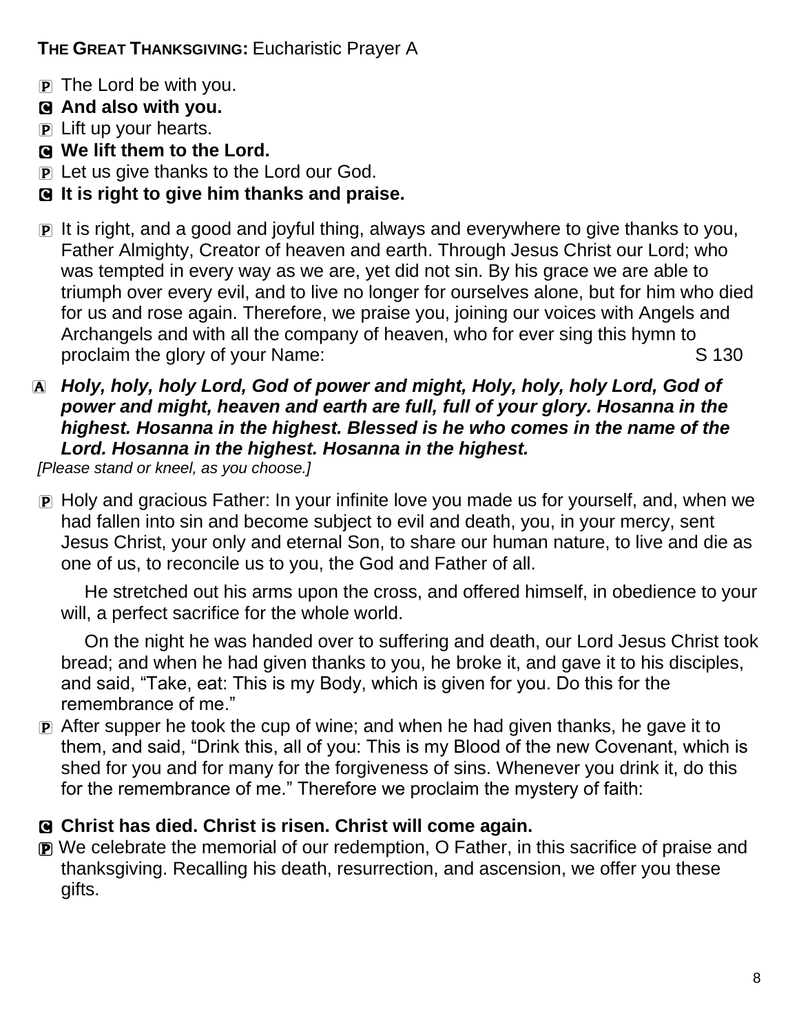**THE GREAT THANKSGIVING:** Eucharistic Prayer A

P The Lord be with you.

**C And also with you.**

P Lift up your hearts.

**C We lift them to the Lord.**

P Let us give thanks to the Lord our God.

**C It is right to give him thanks and praise.**

P It is right, and a good and joyful thing, always and everywhere to give thanks to you, Father Almighty, Creator of heaven and earth. Through Jesus Christ our Lord; who was tempted in every way as we are, yet did not sin. By his grace we are able to triumph over every evil, and to live no longer for ourselves alone, but for him who died for us and rose again. Therefore, we praise you, joining our voices with Angels and Archangels and with all the company of heaven, who for ever sing this hymn to proclaim the glory of your Name: S 130

***A Holy, holy, holy Lord, God of power and might, Holy, holy, holy Lord, God of power and might, heaven and earth are full, full of your glory. Hosanna in the highest. Hosanna in the highest. Blessed is he who comes in the name of the Lord. Hosanna in the highest. Hosanna in the highest.***

*[Please stand or kneel, as you choose.]*

P Holy and gracious Father: In your infinite love you made us for yourself, and, when we had fallen into sin and become subject to evil and death, you, in your mercy, sent Jesus Christ, your only and eternal Son, to share our human nature, to live and die as one of us, to reconcile us to you, the God and Father of all.

He stretched out his arms upon the cross, and offered himself, in obedience to your will, a perfect sacrifice for the whole world.

On the night he was handed over to suffering and death, our Lord Jesus Christ took bread; and when he had given thanks to you, he broke it, and gave it to his disciples, and said, "Take, eat: This is my Body, which is given for you. Do this for the remembrance of me."

P After supper he took the cup of wine; and when he had given thanks, he gave it to them, and said, "Drink this, all of you: This is my Blood of the new Covenant, which is shed for you and for many for the forgiveness of sins. Whenever you drink it, do this for the remembrance of me." Therefore we proclaim the mystery of faith:

**C Christ has died. Christ is risen. Christ will come again.**

P We celebrate the memorial of our redemption, O Father, in this sacrifice of praise and thanksgiving. Recalling his death, resurrection, and ascension, we offer you these gifts.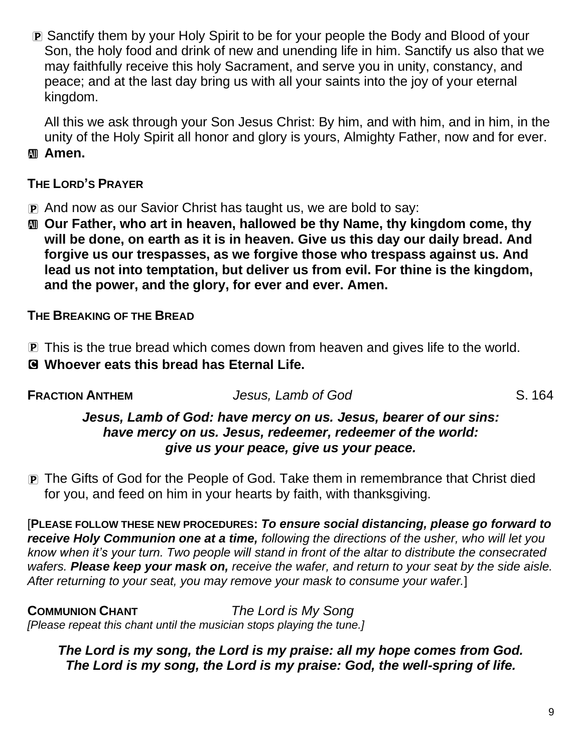Ⓟ Sanctify them by your Holy Spirit to be for your people the Body and Blood of your Son, the holy food and drink of new and unending life in him. Sanctify us also that we may faithfully receive this holy Sacrament, and serve you in unity, constancy, and peace; and at the last day bring us with all your saints into the joy of your eternal kingdom.

All this we ask through your Son Jesus Christ: By him, and with him, and in him, in the unity of the Holy Spirit all honor and glory is yours, Almighty Father, now and for ever.

Ⓐ **Amen.**

**THE LORD'S PRAYER**

Ⓟ And now as our Savior Christ has taught us, we are bold to say:

Ⓐ **Our Father, who art in heaven, hallowed be thy Name, thy kingdom come, thy will be done, on earth as it is in heaven. Give us this day our daily bread. And forgive us our trespasses, as we forgive those who trespass against us. And lead us not into temptation, but deliver us from evil. For thine is the kingdom, and the power, and the glory, for ever and ever. Amen.**

**THE BREAKING OF THE BREAD**

Ⓟ This is the true bread which comes down from heaven and gives life to the world.

Ⓒ **Whoever eats this bread has Eternal Life.**

**FRACTION ANTHEM** *Jesus, Lamb of God* S. 164

***Jesus, Lamb of God: have mercy on us. Jesus, bearer of our sins: have mercy on us. Jesus, redeemer, redeemer of the world: give us your peace, give us your peace.***

Ⓟ The Gifts of God for the People of God. Take them in remembrance that Christ died for you, and feed on him in your hearts by faith, with thanksgiving.

[**PLEASE FOLLOW THESE NEW PROCEDURES:** ***To ensure social distancing, please go forward to receive Holy Communion one at a time,*** *following the directions of the usher, who will let you know when it's your turn. Two people will stand in front of the altar to distribute the consecrated wafers.* ***Please keep your mask on,*** *receive the wafer, and return to your seat by the side aisle. After returning to your seat, you may remove your mask to consume your wafer.*]

**COMMUNION CHANT** *The Lord is My Song*

*[Please repeat this chant until the musician stops playing the tune.]*

***The Lord is my song, the Lord is my praise: all my hope comes from God. The Lord is my song, the Lord is my praise: God, the well-spring of life.***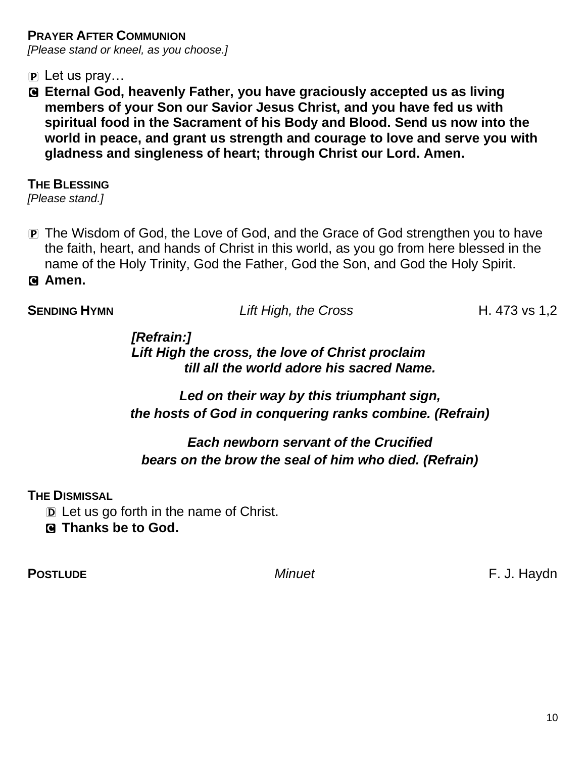**PRAYER AFTER COMMUNION**
*[Please stand or kneel, as you choose.]*

P Let us pray…

C **Eternal God, heavenly Father, you have graciously accepted us as living members of your Son our Savior Jesus Christ, and you have fed us with spiritual food in the Sacrament of his Body and Blood. Send us now into the world in peace, and grant us strength and courage to love and serve you with gladness and singleness of heart; through Christ our Lord. Amen.**

**THE BLESSING**
*[Please stand.]*

P The Wisdom of God, the Love of God, and the Grace of God strengthen you to have the faith, heart, and hands of Christ in this world, as you go from here blessed in the name of the Holy Trinity, God the Father, God the Son, and God the Holy Spirit.

C **Amen.**

**SENDING HYMN** *Lift High, the Cross* H. 473 vs 1,2

***[Refrain:]***
***Lift High the cross, the love of Christ proclaim***
***till all the world adore his sacred Name.***

***Led on their way by this triumphant sign,***
***the hosts of God in conquering ranks combine. (Refrain)***

***Each newborn servant of the Crucified***
***bears on the brow the seal of him who died. (Refrain)***

**THE DISMISSAL**

D Let us go forth in the name of Christ.

C **Thanks be to God.**

**POSTLUDE** *Minuet* F. J. Haydn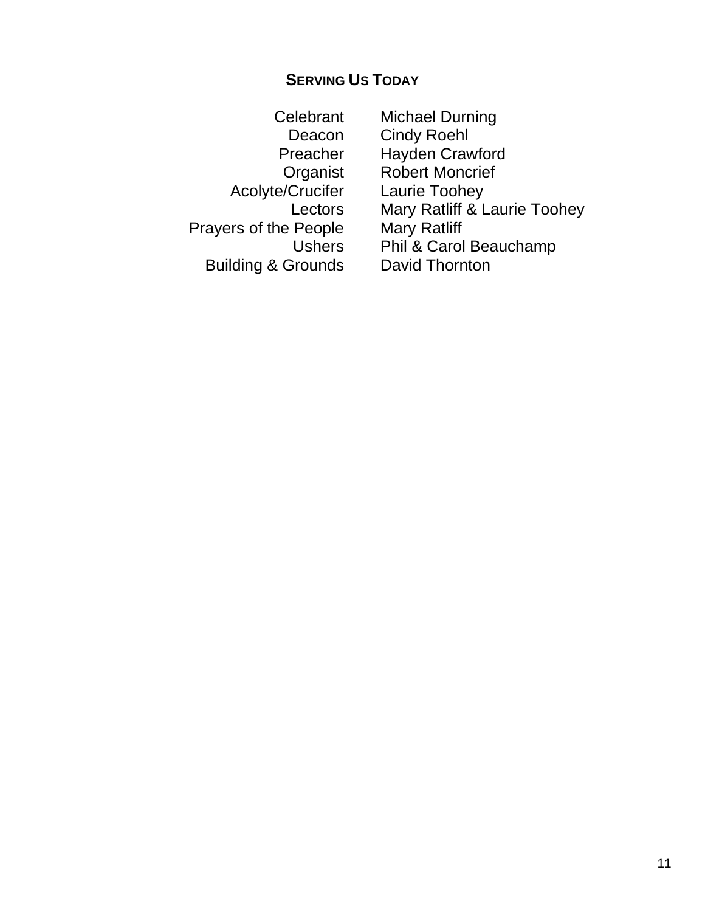## SERVING US TODAY

| | |
|---|---|
| Celebrant | Michael Durning |
| Deacon | Cindy Roehl |
| Preacher | Hayden Crawford |
| Organist | Robert Moncrief |
| Acolyte/Crucifer | Laurie Toohey |
| Lectors | Mary Ratliff & Laurie Toohey |
| Prayers of the People | Mary Ratliff |
| Ushers | Phil & Carol Beauchamp |
| Building & Grounds | David Thornton |